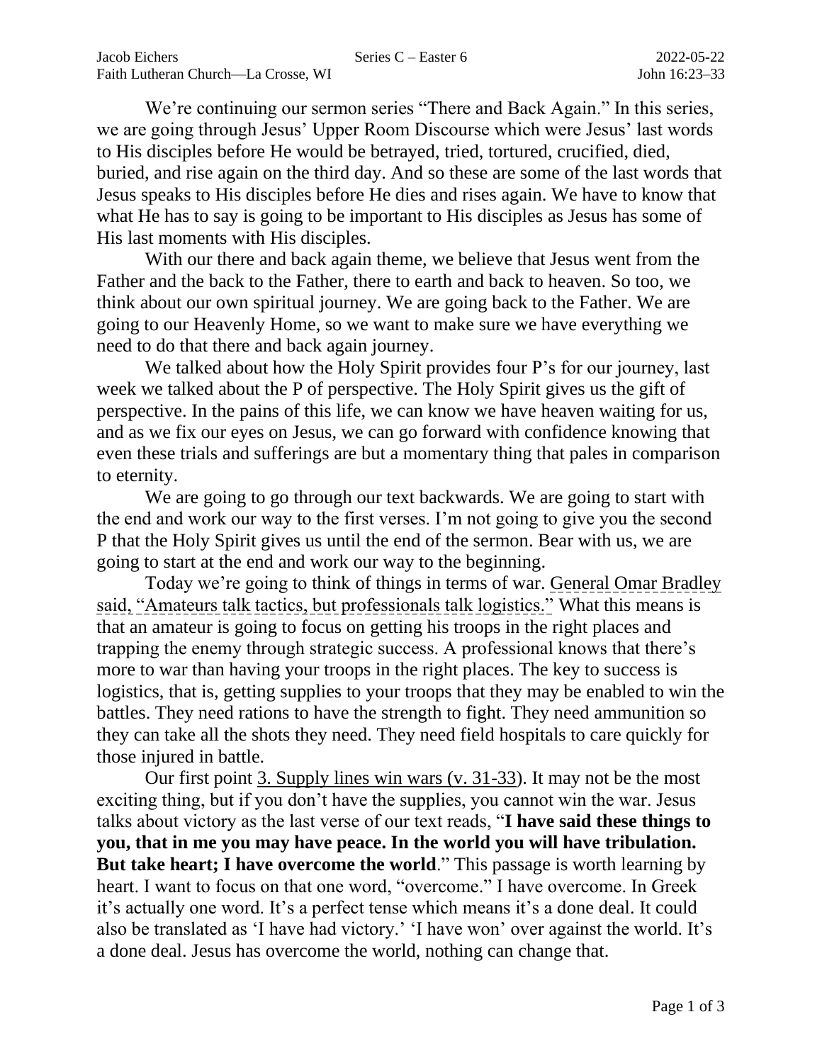We're continuing our sermon series "There and Back Again." In this series, we are going through Jesus' Upper Room Discourse which were Jesus' last words to His disciples before He would be betrayed, tried, tortured, crucified, died, buried, and rise again on the third day. And so these are some of the last words that Jesus speaks to His disciples before He dies and rises again. We have to know that what He has to say is going to be important to His disciples as Jesus has some of His last moments with His disciples.

With our there and back again theme, we believe that Jesus went from the Father and the back to the Father, there to earth and back to heaven. So too, we think about our own spiritual journey. We are going back to the Father. We are going to our Heavenly Home, so we want to make sure we have everything we need to do that there and back again journey.

We talked about how the Holy Spirit provides four P's for our journey, last week we talked about the P of perspective. The Holy Spirit gives us the gift of perspective. In the pains of this life, we can know we have heaven waiting for us, and as we fix our eyes on Jesus, we can go forward with confidence knowing that even these trials and sufferings are but a momentary thing that pales in comparison to eternity.

We are going to go through our text backwards. We are going to start with the end and work our way to the first verses. I'm not going to give you the second P that the Holy Spirit gives us until the end of the sermon. Bear with us, we are going to start at the end and work our way to the beginning.

Today we're going to think of things in terms of war. General Omar Bradley said, "Amateurs talk tactics, but professionals talk logistics." What this means is that an amateur is going to focus on getting his troops in the right places and trapping the enemy through strategic success. A professional knows that there's more to war than having your troops in the right places. The key to success is logistics, that is, getting supplies to your troops that they may be enabled to win the battles. They need rations to have the strength to fight. They need ammunition so they can take all the shots they need. They need field hospitals to care quickly for those injured in battle.

Our first point 3. Supply lines win wars (v. 31-33). It may not be the most exciting thing, but if you don't have the supplies, you cannot win the war. Jesus talks about victory as the last verse of our text reads, "**I have said these things to you, that in me you may have peace. In the world you will have tribulation. But take heart; I have overcome the world**." This passage is worth learning by heart. I want to focus on that one word, "overcome." I have overcome. In Greek it's actually one word. It's a perfect tense which means it's a done deal. It could also be translated as 'I have had victory.' 'I have won' over against the world. It's a done deal. Jesus has overcome the world, nothing can change that.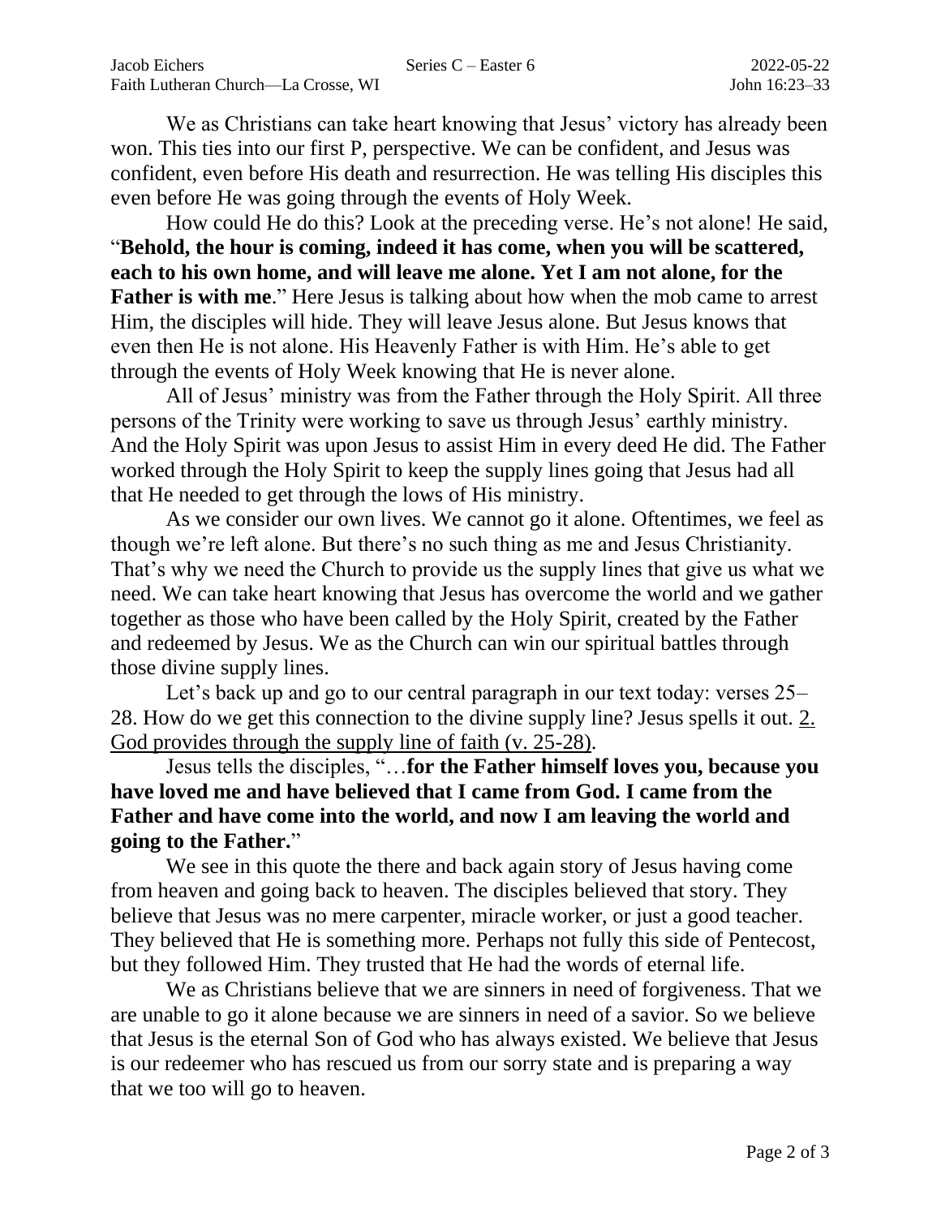We as Christians can take heart knowing that Jesus' victory has already been won. This ties into our first P, perspective. We can be confident, and Jesus was confident, even before His death and resurrection. He was telling His disciples this even before He was going through the events of Holy Week.

How could He do this? Look at the preceding verse. He's not alone! He said, "**Behold, the hour is coming, indeed it has come, when you will be scattered, each to his own home, and will leave me alone. Yet I am not alone, for the Father is with me**." Here Jesus is talking about how when the mob came to arrest Him, the disciples will hide. They will leave Jesus alone. But Jesus knows that even then He is not alone. His Heavenly Father is with Him. He's able to get through the events of Holy Week knowing that He is never alone.

All of Jesus' ministry was from the Father through the Holy Spirit. All three persons of the Trinity were working to save us through Jesus' earthly ministry. And the Holy Spirit was upon Jesus to assist Him in every deed He did. The Father worked through the Holy Spirit to keep the supply lines going that Jesus had all that He needed to get through the lows of His ministry.

As we consider our own lives. We cannot go it alone. Oftentimes, we feel as though we're left alone. But there's no such thing as me and Jesus Christianity. That's why we need the Church to provide us the supply lines that give us what we need. We can take heart knowing that Jesus has overcome the world and we gather together as those who have been called by the Holy Spirit, created by the Father and redeemed by Jesus. We as the Church can win our spiritual battles through those divine supply lines.

Let's back up and go to our central paragraph in our text today: verses 25–28. How do we get this connection to the divine supply line? Jesus spells it out. <u>2. God provides through the supply line of faith (v. 25-28)</u>.

Jesus tells the disciples, "…**for the Father himself loves you, because you have loved me and have believed that I came from God. I came from the Father and have come into the world, and now I am leaving the world and going to the Father.**"

We see in this quote the there and back again story of Jesus having come from heaven and going back to heaven. The disciples believed that story. They believe that Jesus was no mere carpenter, miracle worker, or just a good teacher. They believed that He is something more. Perhaps not fully this side of Pentecost, but they followed Him. They trusted that He had the words of eternal life.

We as Christians believe that we are sinners in need of forgiveness. That we are unable to go it alone because we are sinners in need of a savior. So we believe that Jesus is the eternal Son of God who has always existed. We believe that Jesus is our redeemer who has rescued us from our sorry state and is preparing a way that we too will go to heaven.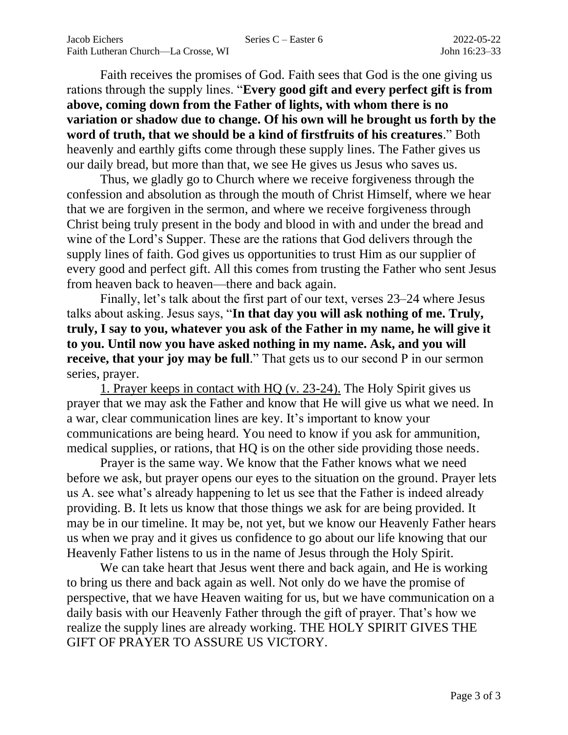Faith receives the promises of God. Faith sees that God is the one giving us rations through the supply lines. "**Every good gift and every perfect gift is from above, coming down from the Father of lights, with whom there is no variation or shadow due to change. Of his own will he brought us forth by the word of truth, that we should be a kind of firstfruits of his creatures**." Both heavenly and earthly gifts come through these supply lines. The Father gives us our daily bread, but more than that, we see He gives us Jesus who saves us.

Thus, we gladly go to Church where we receive forgiveness through the confession and absolution as through the mouth of Christ Himself, where we hear that we are forgiven in the sermon, and where we receive forgiveness through Christ being truly present in the body and blood in with and under the bread and wine of the Lord's Supper. These are the rations that God delivers through the supply lines of faith. God gives us opportunities to trust Him as our supplier of every good and perfect gift. All this comes from trusting the Father who sent Jesus from heaven back to heaven—there and back again.

Finally, let's talk about the first part of our text, verses 23–24 where Jesus talks about asking. Jesus says, "**In that day you will ask nothing of me. Truly, truly, I say to you, whatever you ask of the Father in my name, he will give it to you. Until now you have asked nothing in my name. Ask, and you will receive, that your joy may be full**." That gets us to our second P in our sermon series, prayer.

<u>1. Prayer keeps in contact with HQ (v. 23-24).</u> The Holy Spirit gives us prayer that we may ask the Father and know that He will give us what we need. In a war, clear communication lines are key. It's important to know your communications are being heard. You need to know if you ask for ammunition, medical supplies, or rations, that HQ is on the other side providing those needs.

Prayer is the same way. We know that the Father knows what we need before we ask, but prayer opens our eyes to the situation on the ground. Prayer lets us A. see what's already happening to let us see that the Father is indeed already providing. B. It lets us know that those things we ask for are being provided. It may be in our timeline. It may be, not yet, but we know our Heavenly Father hears us when we pray and it gives us confidence to go about our life knowing that our Heavenly Father listens to us in the name of Jesus through the Holy Spirit.

We can take heart that Jesus went there and back again, and He is working to bring us there and back again as well. Not only do we have the promise of perspective, that we have Heaven waiting for us, but we have communication on a daily basis with our Heavenly Father through the gift of prayer. That's how we realize the supply lines are already working. THE HOLY SPIRIT GIVES THE GIFT OF PRAYER TO ASSURE US VICTORY.